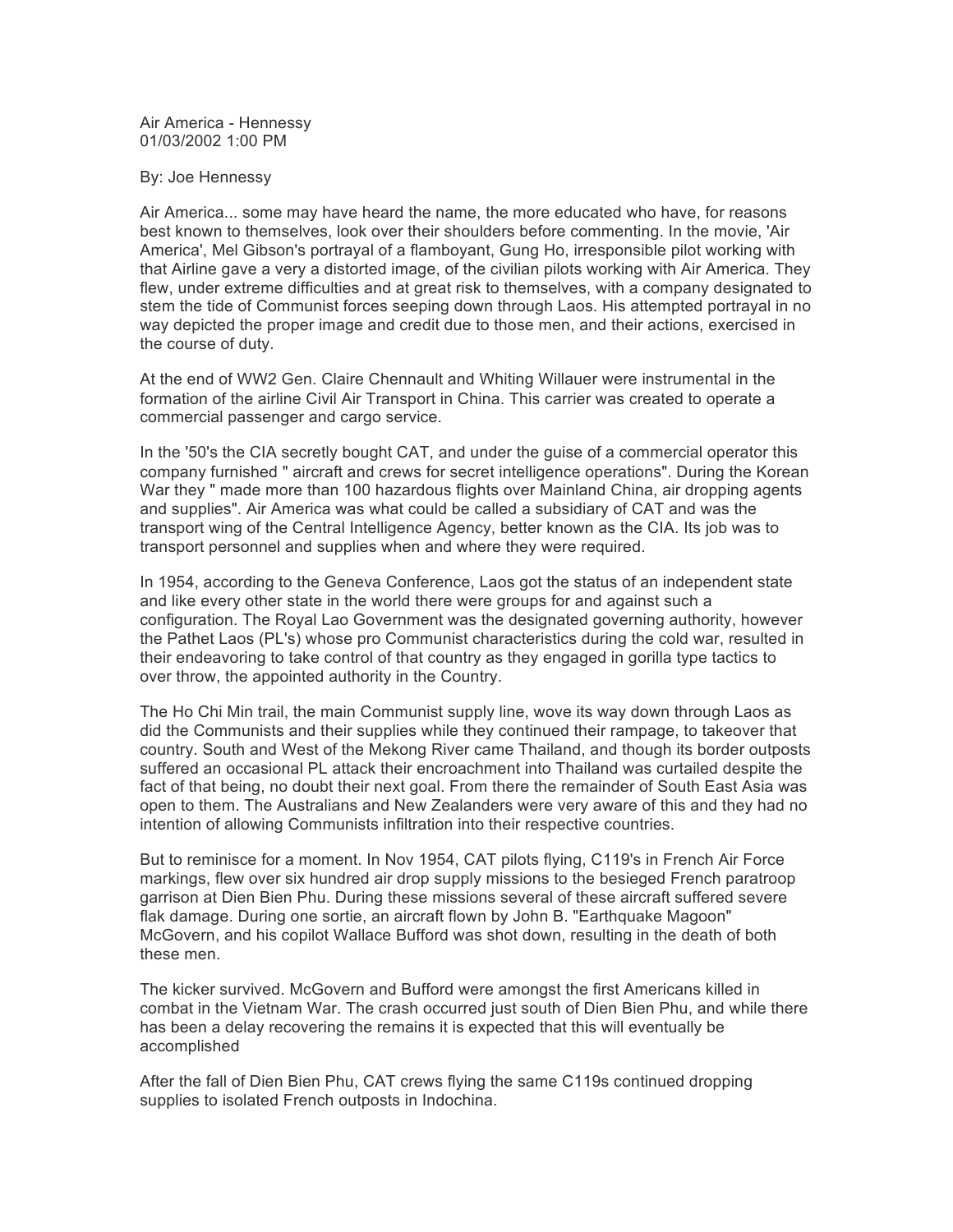Air America - Hennessy
01/03/2002 1:00 PM

By: Joe Hennessy

Air America... some may have heard the name, the more educated who have, for reasons best known to themselves, look over their shoulders before commenting. In the movie, 'Air America', Mel Gibson's portrayal of a flamboyant, Gung Ho, irresponsible pilot working with that Airline gave a very a distorted image, of the civilian pilots working with Air America. They flew, under extreme difficulties and at great risk to themselves, with a company designated to stem the tide of Communist forces seeping down through Laos. His attempted portrayal in no way depicted the proper image and credit due to those men, and their actions, exercised in the course of duty.

At the end of WW2 Gen. Claire Chennault and Whiting Willauer were instrumental in the formation of the airline Civil Air Transport in China. This carrier was created to operate a commercial passenger and cargo service.

In the '50's the CIA secretly bought CAT, and under the guise of a commercial operator this company furnished " aircraft and crews for secret intelligence operations". During the Korean War they " made more than 100 hazardous flights over Mainland China, air dropping agents and supplies". Air America was what could be called a subsidiary of CAT and was the transport wing of the Central Intelligence Agency, better known as the CIA. Its job was to transport personnel and supplies when and where they were required.

In 1954, according to the Geneva Conference, Laos got the status of an independent state and like every other state in the world there were groups for and against such a configuration. The Royal Lao Government was the designated governing authority, however the Pathet Laos (PL's) whose pro Communist characteristics during the cold war, resulted in their endeavoring to take control of that country as they engaged in gorilla type tactics to over throw, the appointed authority in the Country.

The Ho Chi Min trail, the main Communist supply line, wove its way down through Laos as did the Communists and their supplies while they continued their rampage, to takeover that country. South and West of the Mekong River came Thailand, and though its border outposts suffered an occasional PL attack their encroachment into Thailand was curtailed despite the fact of that being, no doubt their next goal. From there the remainder of South East Asia was open to them. The Australians and New Zealanders were very aware of this and they had no intention of allowing Communists infiltration into their respective countries.

But to reminisce for a moment. In Nov 1954, CAT pilots flying, C119's in French Air Force markings, flew over six hundred air drop supply missions to the besieged French paratroop garrison at Dien Bien Phu. During these missions several of these aircraft suffered severe flak damage. During one sortie, an aircraft flown by John B. "Earthquake Magoon" McGovern, and his copilot Wallace Bufford was shot down, resulting in the death of both these men.

The kicker survived. McGovern and Bufford were amongst the first Americans killed in combat in the Vietnam War. The crash occurred just south of Dien Bien Phu, and while there has been a delay recovering the remains it is expected that this will eventually be accomplished

After the fall of Dien Bien Phu, CAT crews flying the same C119s continued dropping supplies to isolated French outposts in Indochina.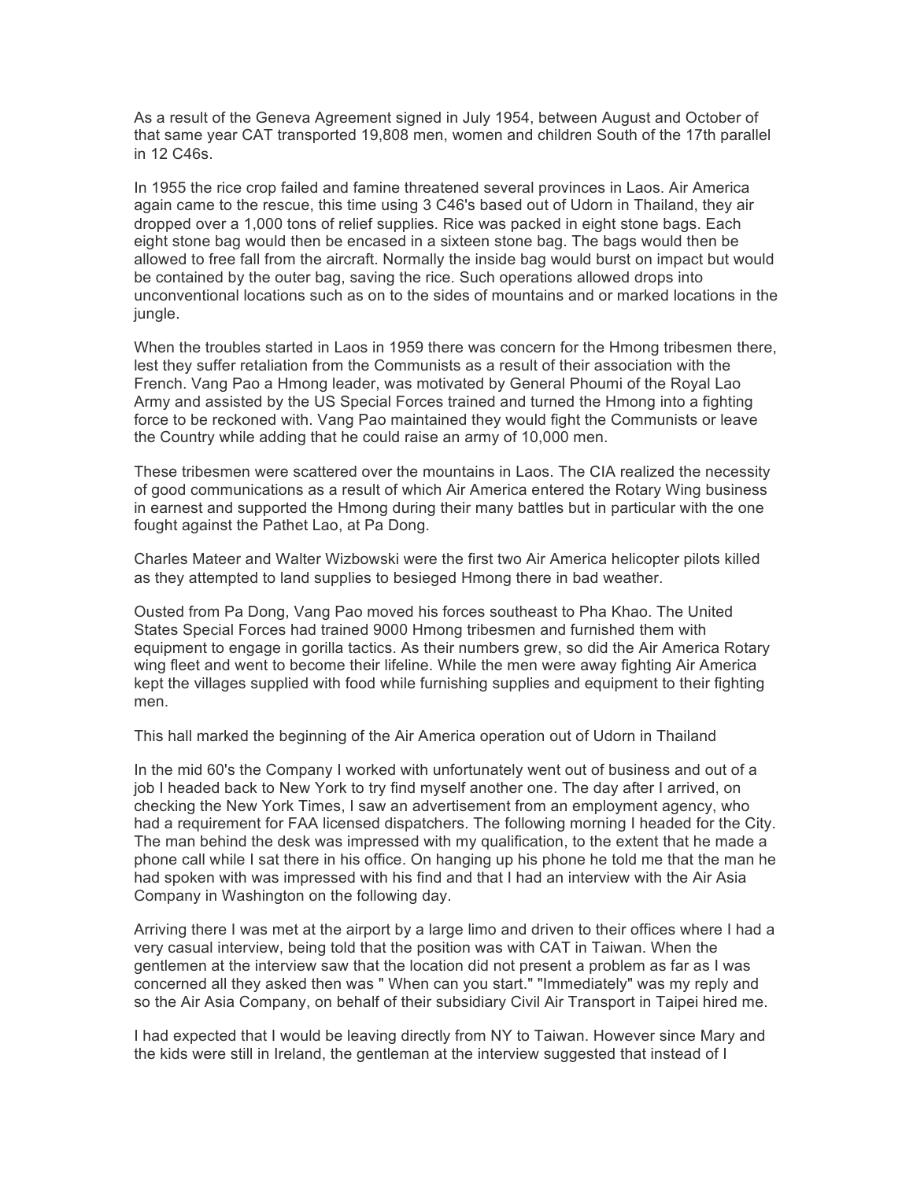As a result of the Geneva Agreement signed in July 1954, between August and October of that same year CAT transported 19,808 men, women and children South of the 17th parallel in 12 C46s.

In 1955 the rice crop failed and famine threatened several provinces in Laos. Air America again came to the rescue, this time using 3 C46's based out of Udorn in Thailand, they air dropped over a 1,000 tons of relief supplies. Rice was packed in eight stone bags. Each eight stone bag would then be encased in a sixteen stone bag. The bags would then be allowed to free fall from the aircraft. Normally the inside bag would burst on impact but would be contained by the outer bag, saving the rice. Such operations allowed drops into unconventional locations such as on to the sides of mountains and or marked locations in the jungle.

When the troubles started in Laos in 1959 there was concern for the Hmong tribesmen there, lest they suffer retaliation from the Communists as a result of their association with the French. Vang Pao a Hmong leader, was motivated by General Phoumi of the Royal Lao Army and assisted by the US Special Forces trained and turned the Hmong into a fighting force to be reckoned with. Vang Pao maintained they would fight the Communists or leave the Country while adding that he could raise an army of 10,000 men.

These tribesmen were scattered over the mountains in Laos. The CIA realized the necessity of good communications as a result of which Air America entered the Rotary Wing business in earnest and supported the Hmong during their many battles but in particular with the one fought against the Pathet Lao, at Pa Dong.

Charles Mateer and Walter Wizbowski were the first two Air America helicopter pilots killed as they attempted to land supplies to besieged Hmong there in bad weather.

Ousted from Pa Dong, Vang Pao moved his forces southeast to Pha Khao. The United States Special Forces had trained 9000 Hmong tribesmen and furnished them with equipment to engage in gorilla tactics. As their numbers grew, so did the Air America Rotary wing fleet and went to become their lifeline. While the men were away fighting Air America kept the villages supplied with food while furnishing supplies and equipment to their fighting men.

This hall marked the beginning of the Air America operation out of Udorn in Thailand

In the mid 60's the Company I worked with unfortunately went out of business and out of a job I headed back to New York to try find myself another one. The day after I arrived, on checking the New York Times, I saw an advertisement from an employment agency, who had a requirement for FAA licensed dispatchers. The following morning I headed for the City. The man behind the desk was impressed with my qualification, to the extent that he made a phone call while I sat there in his office. On hanging up his phone he told me that the man he had spoken with was impressed with his find and that I had an interview with the Air Asia Company in Washington on the following day.

Arriving there I was met at the airport by a large limo and driven to their offices where I had a very casual interview, being told that the position was with CAT in Taiwan. When the gentlemen at the interview saw that the location did not present a problem as far as I was concerned all they asked then was " When can you start." "Immediately" was my reply and so the Air Asia Company, on behalf of their subsidiary Civil Air Transport in Taipei hired me.

I had expected that I would be leaving directly from NY to Taiwan. However since Mary and the kids were still in Ireland, the gentleman at the interview suggested that instead of I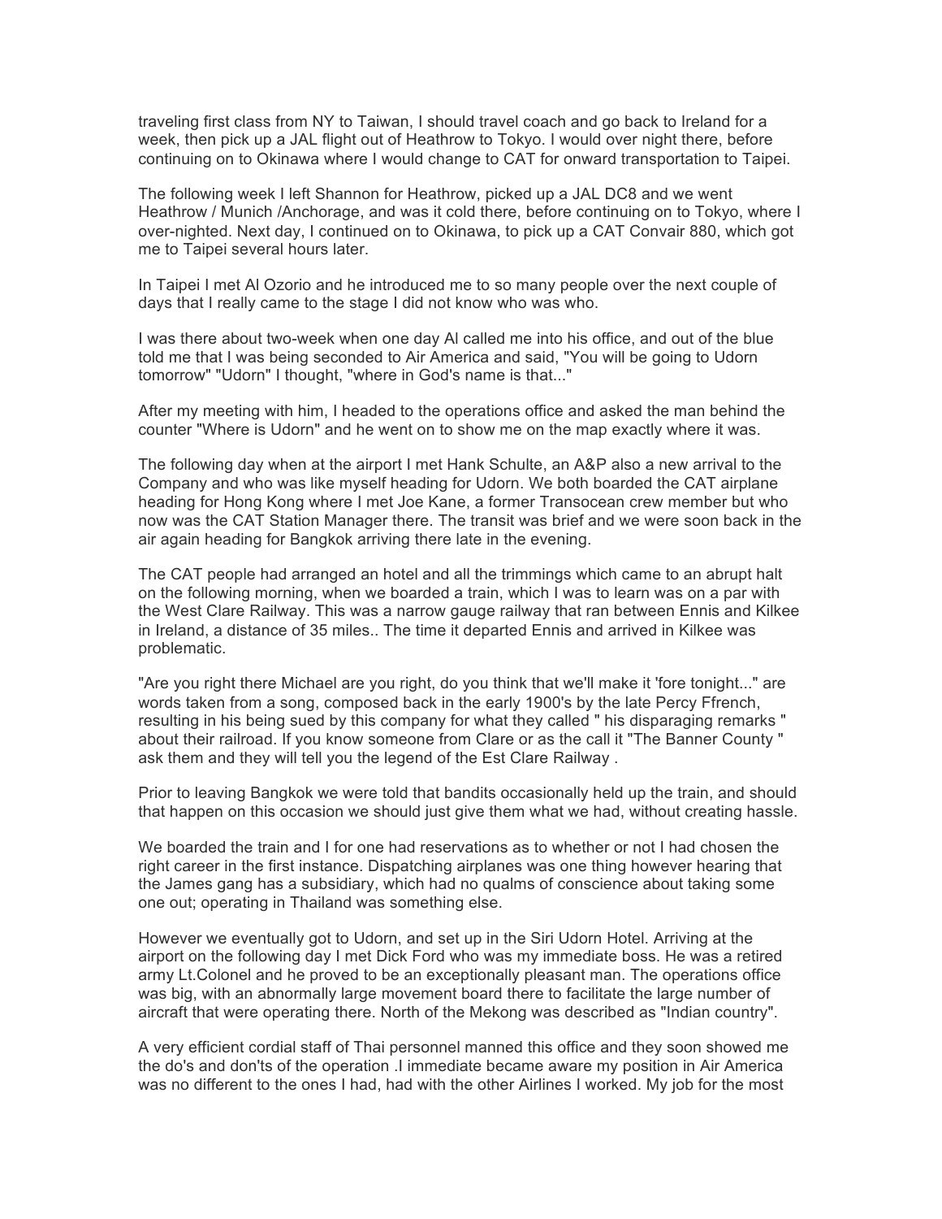traveling first class from NY to Taiwan, I should travel coach and go back to Ireland for a week, then pick up a JAL flight out of Heathrow to Tokyo. I would over night there, before continuing on to Okinawa where I would change to CAT for onward transportation to Taipei.

The following week I left Shannon for Heathrow, picked up a JAL DC8 and we went Heathrow / Munich /Anchorage, and was it cold there, before continuing on to Tokyo, where I over-nighted. Next day, I continued on to Okinawa, to pick up a CAT Convair 880, which got me to Taipei several hours later.

In Taipei I met Al Ozorio and he introduced me to so many people over the next couple of days that I really came to the stage I did not know who was who.

I was there about two-week when one day Al called me into his office, and out of the blue told me that I was being seconded to Air America and said, "You will be going to Udorn tomorrow" "Udorn" I thought, "where in God's name is that..."

After my meeting with him, I headed to the operations office and asked the man behind the counter "Where is Udorn" and he went on to show me on the map exactly where it was.

The following day when at the airport I met Hank Schulte, an A&P also a new arrival to the Company and who was like myself heading for Udorn. We both boarded the CAT airplane heading for Hong Kong where I met Joe Kane, a former Transocean crew member but who now was the CAT Station Manager there. The transit was brief and we were soon back in the air again heading for Bangkok arriving there late in the evening.

The CAT people had arranged an hotel and all the trimmings which came to an abrupt halt on the following morning, when we boarded a train, which I was to learn was on a par with the West Clare Railway. This was a narrow gauge railway that ran between Ennis and Kilkee in Ireland, a distance of 35 miles.. The time it departed Ennis and arrived in Kilkee was problematic.

"Are you right there Michael are you right, do you think that we'll make it 'fore tonight..." are words taken from a song, composed back in the early 1900's by the late Percy Ffrench, resulting in his being sued by this company for what they called " his disparaging remarks " about their railroad. If you know someone from Clare or as the call it "The Banner County " ask them and they will tell you the legend of the Est Clare Railway .

Prior to leaving Bangkok we were told that bandits occasionally held up the train, and should that happen on this occasion we should just give them what we had, without creating hassle.

We boarded the train and I for one had reservations as to whether or not I had chosen the right career in the first instance. Dispatching airplanes was one thing however hearing that the James gang has a subsidiary, which had no qualms of conscience about taking some one out; operating in Thailand was something else.

However we eventually got to Udorn, and set up in the Siri Udorn Hotel. Arriving at the airport on the following day I met Dick Ford who was my immediate boss. He was a retired army Lt.Colonel and he proved to be an exceptionally pleasant man. The operations office was big, with an abnormally large movement board there to facilitate the large number of aircraft that were operating there. North of the Mekong was described as "Indian country".

A very efficient cordial staff of Thai personnel manned this office and they soon showed me the do's and don'ts of the operation .I immediate became aware my position in Air America was no different to the ones I had, had with the other Airlines I worked. My job for the most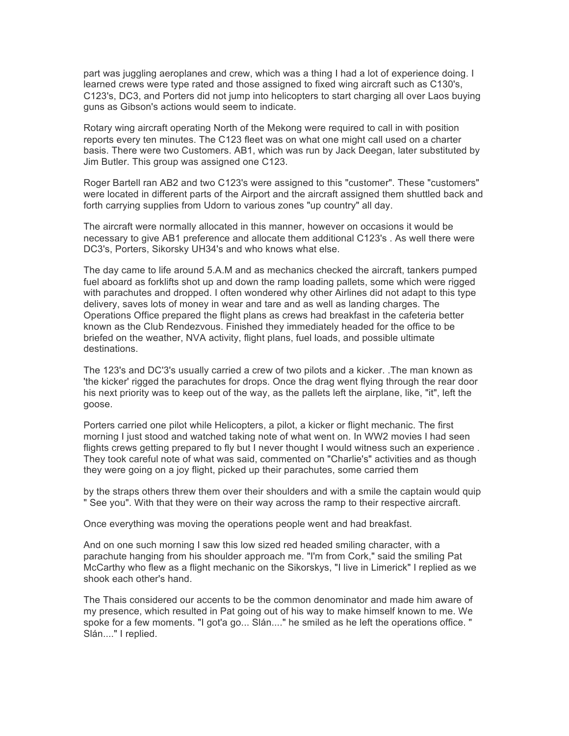part was juggling aeroplanes and crew, which was a thing I had a lot of experience doing. I learned crews were type rated and those assigned to fixed wing aircraft such as C130's, C123's, DC3, and Porters did not jump into helicopters to start charging all over Laos buying guns as Gibson's actions would seem to indicate.

Rotary wing aircraft operating North of the Mekong were required to call in with position reports every ten minutes. The C123 fleet was on what one might call used on a charter basis. There were two Customers. AB1, which was run by Jack Deegan, later substituted by Jim Butler. This group was assigned one C123.

Roger Bartell ran AB2 and two C123's were assigned to this "customer". These "customers" were located in different parts of the Airport and the aircraft assigned them shuttled back and forth carrying supplies from Udorn to various zones "up country" all day.

The aircraft were normally allocated in this manner, however on occasions it would be necessary to give AB1 preference and allocate them additional C123's . As well there were DC3's, Porters, Sikorsky UH34's and who knows what else.

The day came to life around 5.A.M and as mechanics checked the aircraft, tankers pumped fuel aboard as forklifts shot up and down the ramp loading pallets, some which were rigged with parachutes and dropped. I often wondered why other Airlines did not adapt to this type delivery, saves lots of money in wear and tare and as well as landing charges. The Operations Office prepared the flight plans as crews had breakfast in the cafeteria better known as the Club Rendezvous. Finished they immediately headed for the office to be briefed on the weather, NVA activity, flight plans, fuel loads, and possible ultimate destinations.

The 123's and DC'3's usually carried a crew of two pilots and a kicker. .The man known as 'the kicker' rigged the parachutes for drops. Once the drag went flying through the rear door his next priority was to keep out of the way, as the pallets left the airplane, like, "it", left the goose.

Porters carried one pilot while Helicopters, a pilot, a kicker or flight mechanic. The first morning I just stood and watched taking note of what went on. In WW2 movies I had seen flights crews getting prepared to fly but I never thought I would witness such an experience . They took careful note of what was said, commented on "Charlie's" activities and as though they were going on a joy flight, picked up their parachutes, some carried them

by the straps others threw them over their shoulders and with a smile the captain would quip " See you". With that they were on their way across the ramp to their respective aircraft.

Once everything was moving the operations people went and had breakfast.

And on one such morning I saw this low sized red headed smiling character, with a parachute hanging from his shoulder approach me. "I'm from Cork," said the smiling Pat McCarthy who flew as a flight mechanic on the Sikorskys, "I live in Limerick" I replied as we shook each other's hand.

The Thais considered our accents to be the common denominator and made him aware of my presence, which resulted in Pat going out of his way to make himself known to me. We spoke for a few moments. "I got'a go... Slán...." he smiled as he left the operations office. " Slán...." I replied.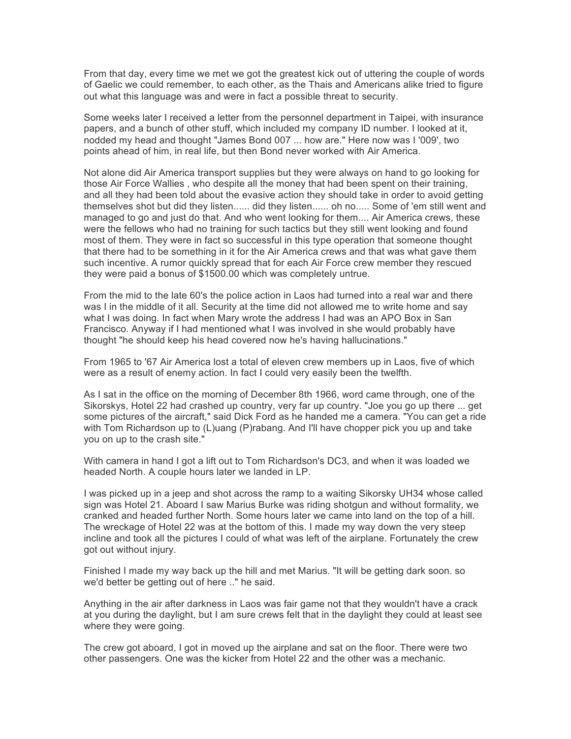From that day, every time we met we got the greatest kick out of uttering the couple of words of Gaelic we could remember, to each other, as the Thais and Americans alike tried to figure out what this language was and were in fact a possible threat to security.

Some weeks later I received a letter from the personnel department in Taipei, with insurance papers, and a bunch of other stuff, which included my company ID number. I looked at it, nodded my head and thought "James Bond 007 ... how are." Here now was I '009', two points ahead of him, in real life, but then Bond never worked with Air America.

Not alone did Air America transport supplies but they were always on hand to go looking for those Air Force Wallies , who despite all the money that had been spent on their training, and all they had been told about the evasive action they should take in order to avoid getting themselves shot but did they listen...... did they listen...... oh no..... Some of 'em still went and managed to go and just do that. And who went looking for them.... Air America crews, these were the fellows who had no training for such tactics but they still went looking and found most of them. They were in fact so successful in this type operation that someone thought that there had to be something in it for the Air America crews and that was what gave them such incentive. A rumor quickly spread that for each Air Force crew member they rescued they were paid a bonus of $1500.00 which was completely untrue.

From the mid to the late 60's the police action in Laos had turned into a real war and there was I in the middle of it all. Security at the time did not allowed me to write home and say what I was doing. In fact when Mary wrote the address I had was an APO Box in San Francisco. Anyway if I had mentioned what I was involved in she would probably have thought "he should keep his head covered now he's having hallucinations."

From 1965 to '67 Air America lost a total of eleven crew members up in Laos, five of which were as a result of enemy action. In fact I could very easily been the twelfth.

As I sat in the office on the morning of December 8th 1966, word came through, one of the Sikorskys, Hotel 22 had crashed up country, very far up country. "Joe you go up there ... get some pictures of the aircraft," said Dick Ford as he handed me a camera. "You can get a ride with Tom Richardson up to (L)uang (P)rabang. And I'll have chopper pick you up and take you on up to the crash site."

With camera in hand I got a lift out to Tom Richardson's DC3, and when it was loaded we headed North. A couple hours later we landed in LP.

I was picked up in a jeep and shot across the ramp to a waiting Sikorsky UH34 whose called sign was Hotel 21. Aboard I saw Marius Burke was riding shotgun and without formality, we cranked and headed further North. Some hours later we came into land on the top of a hill. The wreckage of Hotel 22 was at the bottom of this. I made my way down the very steep incline and took all the pictures I could of what was left of the airplane. Fortunately the crew got out without injury.

Finished I made my way back up the hill and met Marius. "It will be getting dark soon. so we'd better be getting out of here .." he said.

Anything in the air after darkness in Laos was fair game not that they wouldn't have a crack at you during the daylight, but I am sure crews felt that in the daylight they could at least see where they were going.

The crew got aboard, I got in moved up the airplane and sat on the floor. There were two other passengers. One was the kicker from Hotel 22 and the other was a mechanic.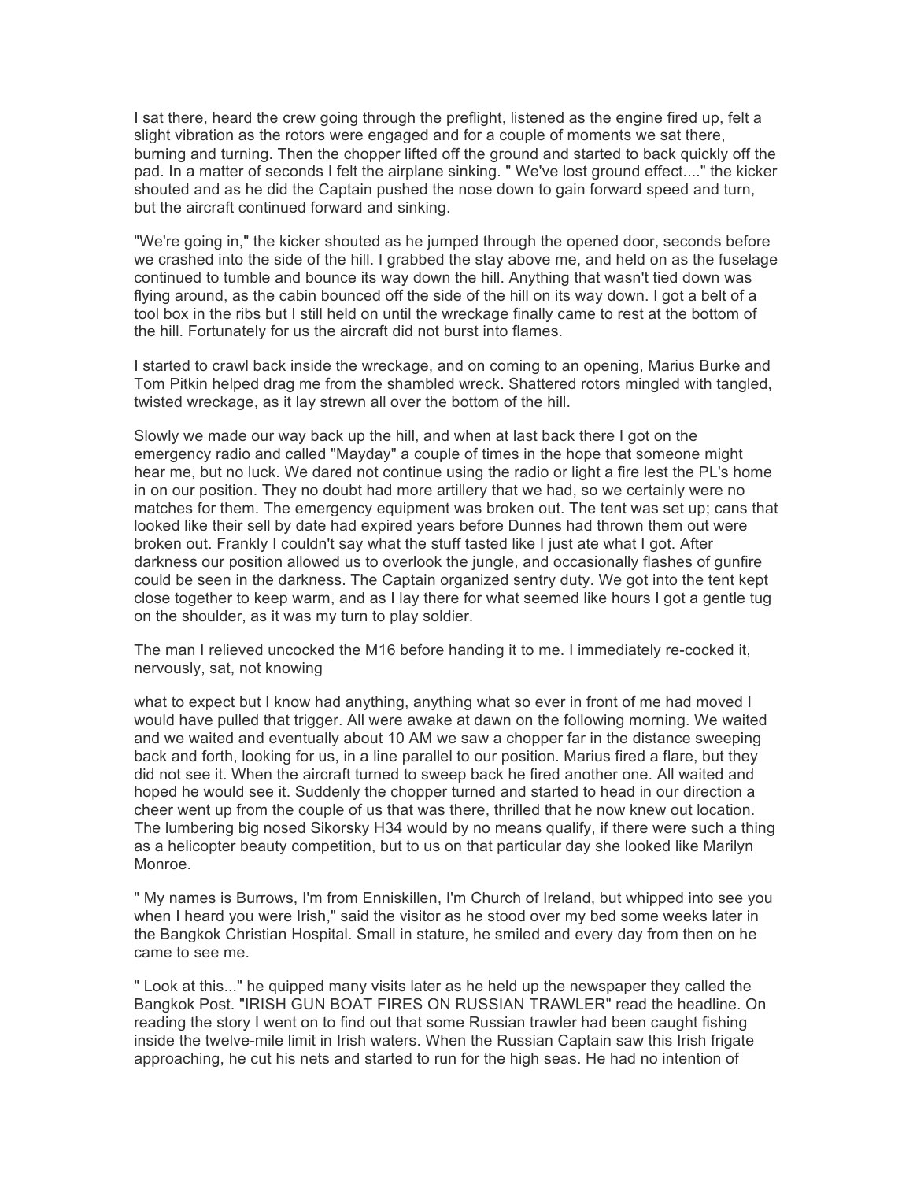I sat there, heard the crew going through the preflight, listened as the engine fired up, felt a slight vibration as the rotors were engaged and for a couple of moments we sat there, burning and turning. Then the chopper lifted off the ground and started to back quickly off the pad. In a matter of seconds I felt the airplane sinking. " We've lost ground effect...." the kicker shouted and as he did the Captain pushed the nose down to gain forward speed and turn, but the aircraft continued forward and sinking.

"We're going in," the kicker shouted as he jumped through the opened door, seconds before we crashed into the side of the hill. I grabbed the stay above me, and held on as the fuselage continued to tumble and bounce its way down the hill. Anything that wasn't tied down was flying around, as the cabin bounced off the side of the hill on its way down. I got a belt of a tool box in the ribs but I still held on until the wreckage finally came to rest at the bottom of the hill. Fortunately for us the aircraft did not burst into flames.

I started to crawl back inside the wreckage, and on coming to an opening, Marius Burke and Tom Pitkin helped drag me from the shambled wreck. Shattered rotors mingled with tangled, twisted wreckage, as it lay strewn all over the bottom of the hill.

Slowly we made our way back up the hill, and when at last back there I got on the emergency radio and called "Mayday" a couple of times in the hope that someone might hear me, but no luck. We dared not continue using the radio or light a fire lest the PL's home in on our position. They no doubt had more artillery that we had, so we certainly were no matches for them. The emergency equipment was broken out. The tent was set up; cans that looked like their sell by date had expired years before Dunnes had thrown them out were broken out. Frankly I couldn't say what the stuff tasted like I just ate what I got. After darkness our position allowed us to overlook the jungle, and occasionally flashes of gunfire could be seen in the darkness. The Captain organized sentry duty. We got into the tent kept close together to keep warm, and as I lay there for what seemed like hours I got a gentle tug on the shoulder, as it was my turn to play soldier.

The man I relieved uncocked the M16 before handing it to me. I immediately re-cocked it, nervously, sat, not knowing

what to expect but I know had anything, anything what so ever in front of me had moved I would have pulled that trigger. All were awake at dawn on the following morning. We waited and we waited and eventually about 10 AM we saw a chopper far in the distance sweeping back and forth, looking for us, in a line parallel to our position. Marius fired a flare, but they did not see it. When the aircraft turned to sweep back he fired another one. All waited and hoped he would see it. Suddenly the chopper turned and started to head in our direction a cheer went up from the couple of us that was there, thrilled that he now knew out location. The lumbering big nosed Sikorsky H34 would by no means qualify, if there were such a thing as a helicopter beauty competition, but to us on that particular day she looked like Marilyn Monroe.

" My names is Burrows, I'm from Enniskillen, I'm Church of Ireland, but whipped into see you when I heard you were Irish," said the visitor as he stood over my bed some weeks later in the Bangkok Christian Hospital. Small in stature, he smiled and every day from then on he came to see me.

" Look at this..." he quipped many visits later as he held up the newspaper they called the Bangkok Post. "IRISH GUN BOAT FIRES ON RUSSIAN TRAWLER" read the headline. On reading the story I went on to find out that some Russian trawler had been caught fishing inside the twelve-mile limit in Irish waters. When the Russian Captain saw this Irish frigate approaching, he cut his nets and started to run for the high seas. He had no intention of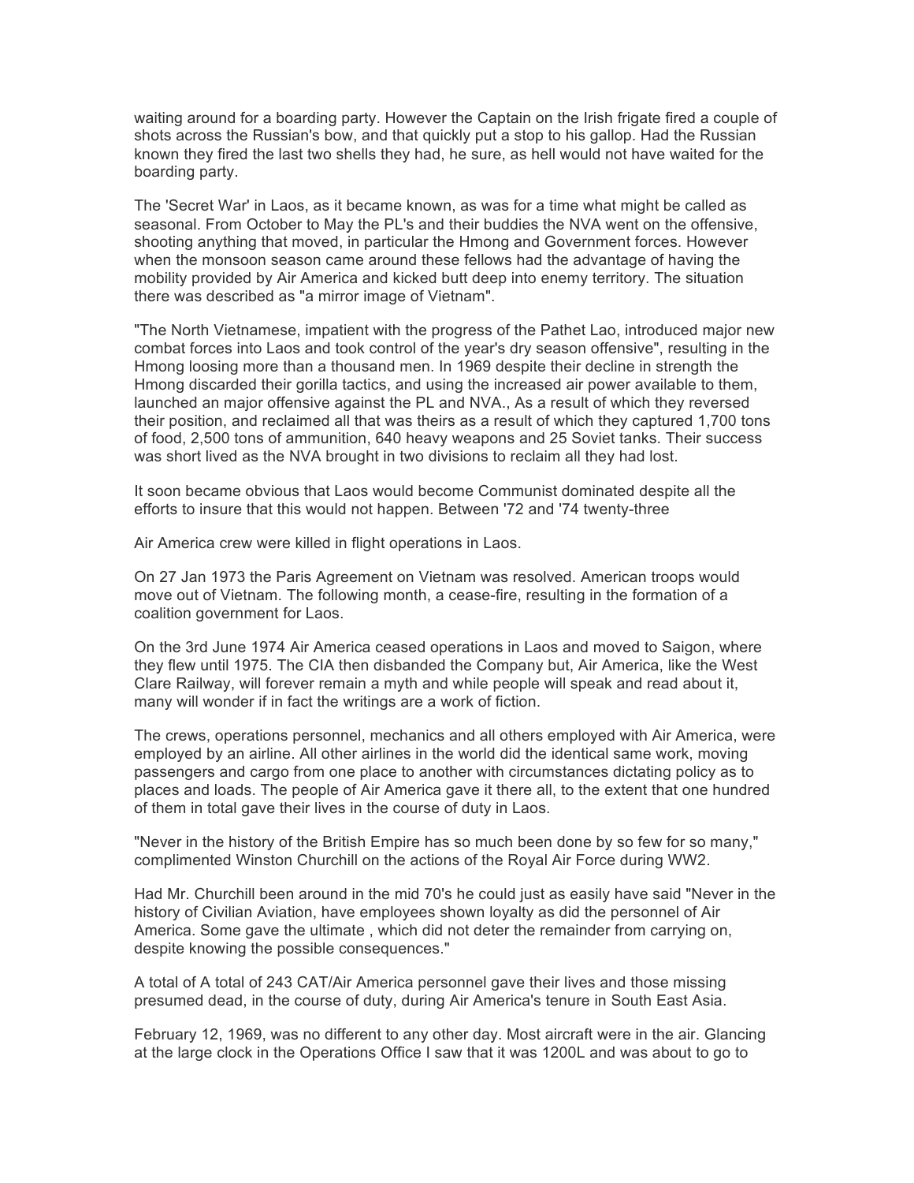waiting around for a boarding party. However the Captain on the Irish frigate fired a couple of shots across the Russian's bow, and that quickly put a stop to his gallop. Had the Russian known they fired the last two shells they had, he sure, as hell would not have waited for the boarding party.

The 'Secret War' in Laos, as it became known, as was for a time what might be called as seasonal. From October to May the PL's and their buddies the NVA went on the offensive, shooting anything that moved, in particular the Hmong and Government forces. However when the monsoon season came around these fellows had the advantage of having the mobility provided by Air America and kicked butt deep into enemy territory. The situation there was described as "a mirror image of Vietnam".

"The North Vietnamese, impatient with the progress of the Pathet Lao, introduced major new combat forces into Laos and took control of the year's dry season offensive", resulting in the Hmong loosing more than a thousand men. In 1969 despite their decline in strength the Hmong discarded their gorilla tactics, and using the increased air power available to them, launched an major offensive against the PL and NVA., As a result of which they reversed their position, and reclaimed all that was theirs as a result of which they captured 1,700 tons of food, 2,500 tons of ammunition, 640 heavy weapons and 25 Soviet tanks. Their success was short lived as the NVA brought in two divisions to reclaim all they had lost.

It soon became obvious that Laos would become Communist dominated despite all the efforts to insure that this would not happen. Between '72 and '74 twenty-three

Air America crew were killed in flight operations in Laos.

On 27 Jan 1973 the Paris Agreement on Vietnam was resolved. American troops would move out of Vietnam. The following month, a cease-fire, resulting in the formation of a coalition government for Laos.

On the 3rd June 1974 Air America ceased operations in Laos and moved to Saigon, where they flew until 1975. The CIA then disbanded the Company but, Air America, like the West Clare Railway, will forever remain a myth and while people will speak and read about it, many will wonder if in fact the writings are a work of fiction.

The crews, operations personnel, mechanics and all others employed with Air America, were employed by an airline. All other airlines in the world did the identical same work, moving passengers and cargo from one place to another with circumstances dictating policy as to places and loads. The people of Air America gave it there all, to the extent that one hundred of them in total gave their lives in the course of duty in Laos.

"Never in the history of the British Empire has so much been done by so few for so many," complimented Winston Churchill on the actions of the Royal Air Force during WW2.

Had Mr. Churchill been around in the mid 70's he could just as easily have said "Never in the history of Civilian Aviation, have employees shown loyalty as did the personnel of Air America. Some gave the ultimate , which did not deter the remainder from carrying on, despite knowing the possible consequences."

A total of A total of 243 CAT/Air America personnel gave their lives and those missing presumed dead, in the course of duty, during Air America's tenure in South East Asia.

February 12, 1969, was no different to any other day. Most aircraft were in the air. Glancing at the large clock in the Operations Office I saw that it was 1200L and was about to go to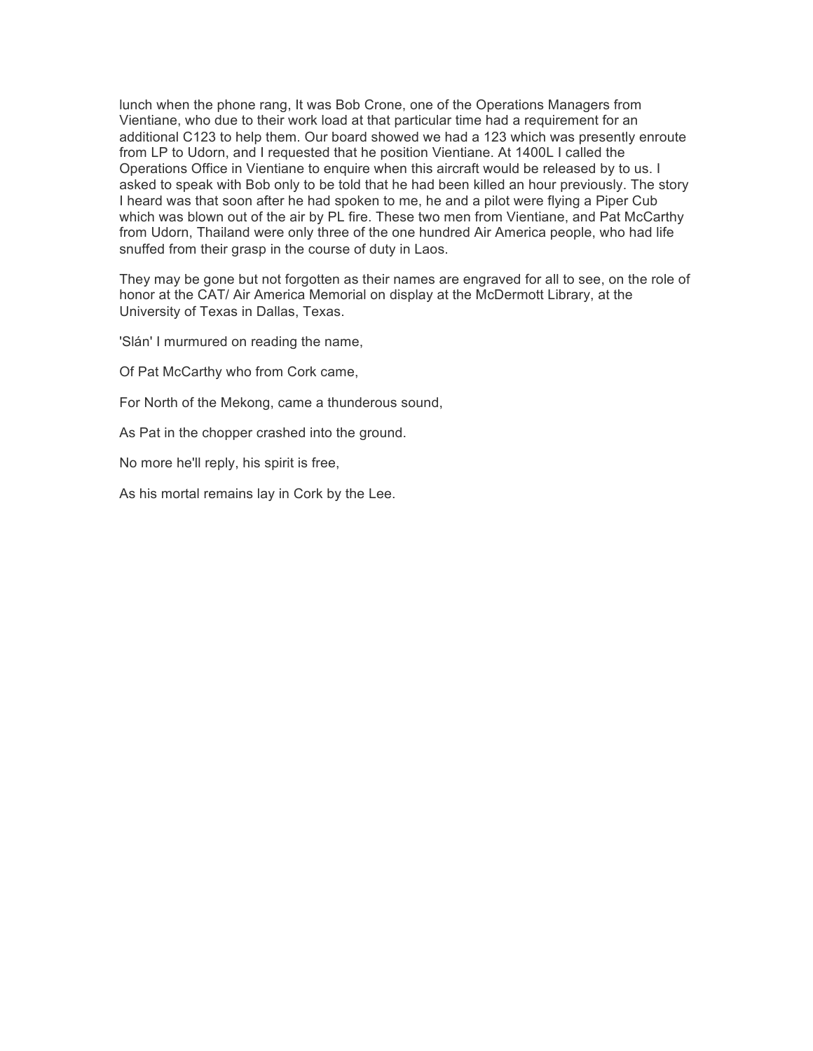lunch when the phone rang, It was Bob Crone, one of the Operations Managers from Vientiane, who due to their work load at that particular time had a requirement for an additional C123 to help them. Our board showed we had a 123 which was presently enroute from LP to Udorn, and I requested that he position Vientiane. At 1400L I called the Operations Office in Vientiane to enquire when this aircraft would be released by to us. I asked to speak with Bob only to be told that he had been killed an hour previously. The story I heard was that soon after he had spoken to me, he and a pilot were flying a Piper Cub which was blown out of the air by PL fire. These two men from Vientiane, and Pat McCarthy from Udorn, Thailand were only three of the one hundred Air America people, who had life snuffed from their grasp in the course of duty in Laos.

They may be gone but not forgotten as their names are engraved for all to see, on the role of honor at the CAT/ Air America Memorial on display at the McDermott Library, at the University of Texas in Dallas, Texas.

'Slán' I murmured on reading the name,

Of Pat McCarthy who from Cork came,

For North of the Mekong, came a thunderous sound,

As Pat in the chopper crashed into the ground.

No more he'll reply, his spirit is free,

As his mortal remains lay in Cork by the Lee.